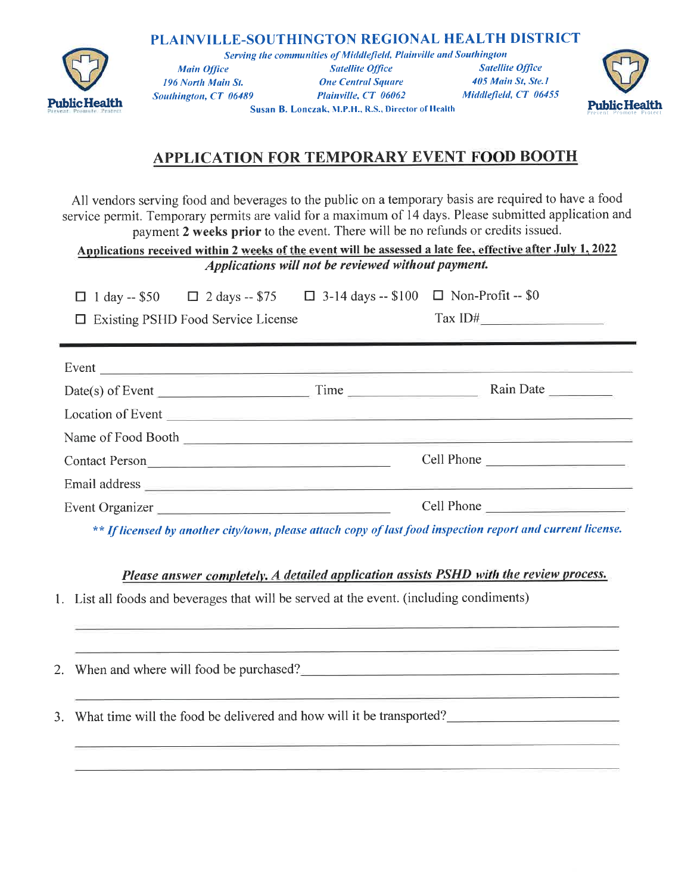# PLAINVILLE-SOUTHINGTON REGIONAL HEALTH DISTRICT

*Serving the communities of Middlefield, Plainville and Southington*

| *Main Office* | *Satellite Office* | *Satellite Office* |
|---|---|---|
| *196 North Main St.* | *One Central Square* | *405 Main St, Ste.1* |
| *Southington, CT 06489* | *Plainville, CT 06062* | *Middlefield, CT 06455* |

**Susan B. Lonczak, M.P.H., R.S., Director of Health**

## APPLICATION FOR TEMPORARY EVENT FOOD BOOTH

All vendors serving food and beverages to the public on a temporary basis are required to have a food service permit. Temporary permits are valid for a maximum of 14 days. Please submitted application and payment **2 weeks prior** to the event. There will be no refunds or credits issued.

**Applications received within 2 weeks of the event will be assessed a late fee, effective after July 1, 2022**

***Applications will not be reviewed without payment.***

☐ 1 day -- $50 ☐ 2 days -- $75 ☐ 3-14 days -- $100 ☐ Non-Profit -- $0

☐ Existing PSHD Food Service License Tax ID# ________________

---

Event ________________________________________________

Date(s) of Event ____________________ Time ________________ Rain Date _________

Location of Event ________________________________________________

Name of Food Booth ________________________________________________

Contact Person ______________________________ Cell Phone ____________________

Email address ________________________________________________

Event Organizer ______________________________ Cell Phone ____________________

*** If licensed by another city/town, please attach copy of last food inspection report and current license.*

***Please answer completely. A detailed application assists PSHD with the review process.***

1. List all foods and beverages that will be served at the event. (including condiments)

________________________________________________

________________________________________________

2. When and where will food be purchased? ________________________________________________

________________________________________________

3. What time will the food be delivered and how will it be transported? ________________________

________________________________________________

________________________________________________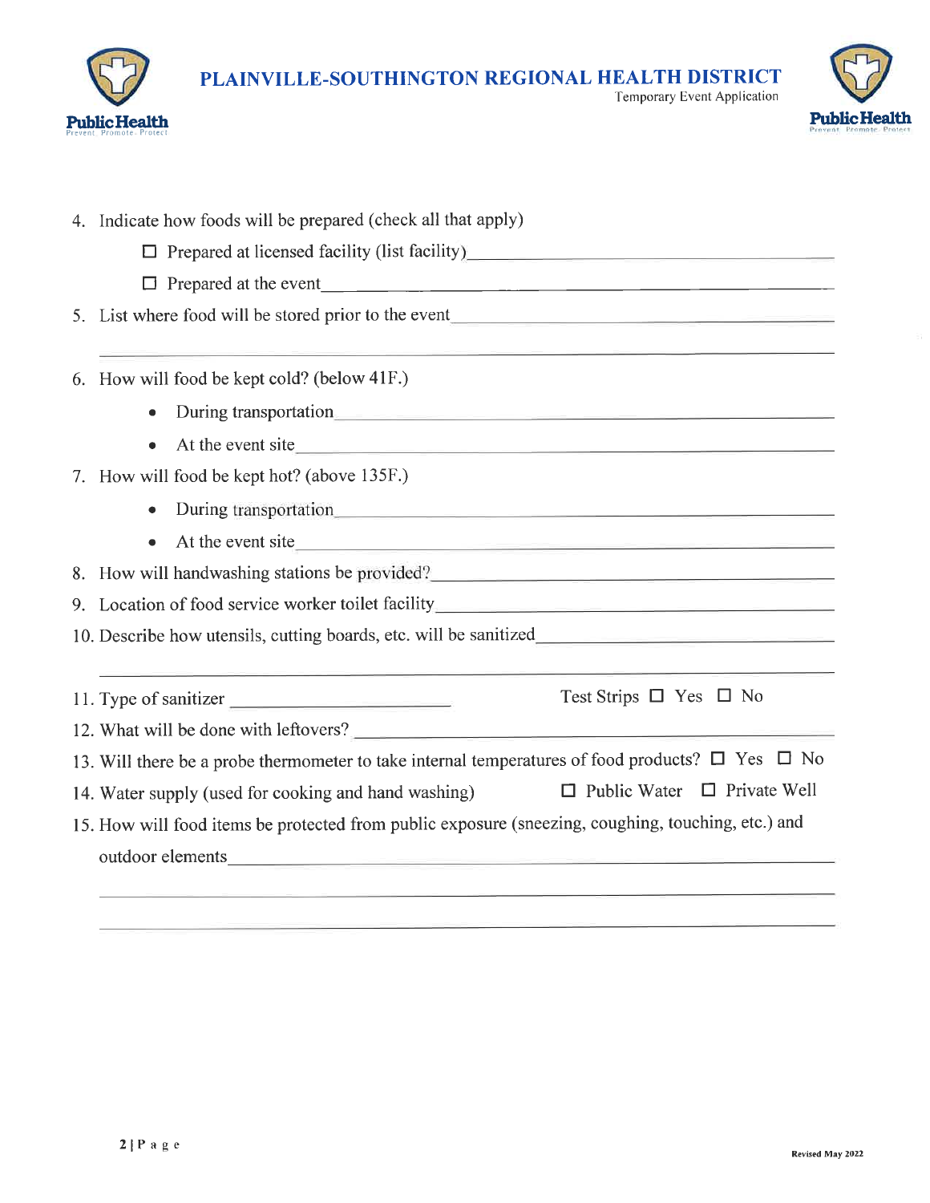4. Indicate how foods will be prepared (check all that apply)
   - ☐ Prepared at licensed facility (list facility)\_\_\_\_\_\_\_\_\_\_\_\_\_\_\_\_\_\_\_\_\_\_\_\_\_\_\_\_\_\_\_\_
   - ☐ Prepared at the event\_\_\_\_\_\_\_\_\_\_\_\_\_\_\_\_\_\_\_\_\_\_\_\_\_\_\_\_\_\_\_\_\_\_\_\_\_\_\_\_
5. List where food will be stored prior to the event\_\_\_\_\_\_\_\_\_\_\_\_\_\_\_\_\_\_\_\_\_\_\_\_\_\_\_\_\_\_\_\_

   \_\_\_\_\_\_\_\_\_\_\_\_\_\_\_\_\_\_\_\_\_\_\_\_\_\_\_\_\_\_\_\_\_\_\_\_\_\_\_\_\_\_\_\_\_\_\_\_\_\_\_\_\_\_\_\_\_\_\_\_\_\_\_\_
6. How will food be kept cold? (below 41F.)
   - During transportation\_\_\_\_\_\_\_\_\_\_\_\_\_\_\_\_\_\_\_\_\_\_\_\_\_\_\_\_\_\_\_\_\_\_\_\_\_\_\_\_\_\_
   - At the event site\_\_\_\_\_\_\_\_\_\_\_\_\_\_\_\_\_\_\_\_\_\_\_\_\_\_\_\_\_\_\_\_\_\_\_\_\_\_\_\_\_\_\_\_\_
7. How will food be kept hot? (above 135F.)
   - During transportation\_\_\_\_\_\_\_\_\_\_\_\_\_\_\_\_\_\_\_\_\_\_\_\_\_\_\_\_\_\_\_\_\_\_\_\_\_\_\_\_\_\_
   - At the event site\_\_\_\_\_\_\_\_\_\_\_\_\_\_\_\_\_\_\_\_\_\_\_\_\_\_\_\_\_\_\_\_\_\_\_\_\_\_\_\_\_\_\_\_\_
8. How will handwashing stations be provided?\_\_\_\_\_\_\_\_\_\_\_\_\_\_\_\_\_\_\_\_\_\_\_\_\_\_\_\_\_\_\_\_\_\_\_\_
9. Location of food service worker toilet facility\_\_\_\_\_\_\_\_\_\_\_\_\_\_\_\_\_\_\_\_\_\_\_\_\_\_\_\_\_\_\_\_\_\_
10. Describe how utensils, cutting boards, etc. will be sanitized\_\_\_\_\_\_\_\_\_\_\_\_\_\_\_\_\_\_\_\_\_\_\_\_\_

    \_\_\_\_\_\_\_\_\_\_\_\_\_\_\_\_\_\_\_\_\_\_\_\_\_\_\_\_\_\_\_\_\_\_\_\_\_\_\_\_\_\_\_\_\_\_\_\_\_\_\_\_\_\_\_\_\_\_\_\_\_\_\_\_
11. Type of sanitizer \_\_\_\_\_\_\_\_\_\_\_\_\_\_\_\_\_\_\_\_\_\_\_\_ Test Strips ☐ Yes ☐ No
12. What will be done with leftovers? \_\_\_\_\_\_\_\_\_\_\_\_\_\_\_\_\_\_\_\_\_\_\_\_\_\_\_\_\_\_\_\_\_\_\_\_\_\_\_\_\_\_\_\_\_
13. Will there be a probe thermometer to take internal temperatures of food products? ☐ Yes ☐ No
14. Water supply (used for cooking and hand washing) ☐ Public Water ☐ Private Well
15. How will food items be protected from public exposure (sneezing, coughing, touching, etc.) and outdoor elements\_\_\_\_\_\_\_\_\_\_\_\_\_\_\_\_\_\_\_\_\_\_\_\_\_\_\_\_\_\_\_\_\_\_\_\_\_\_\_\_\_\_\_\_\_\_\_\_\_\_\_\_\_\_\_\_

    \_\_\_\_\_\_\_\_\_\_\_\_\_\_\_\_\_\_\_\_\_\_\_\_\_\_\_\_\_\_\_\_\_\_\_\_\_\_\_\_\_\_\_\_\_\_\_\_\_\_\_\_\_\_\_\_\_\_\_\_\_\_\_\_

    \_\_\_\_\_\_\_\_\_\_\_\_\_\_\_\_\_\_\_\_\_\_\_\_\_\_\_\_\_\_\_\_\_\_\_\_\_\_\_\_\_\_\_\_\_\_\_\_\_\_\_\_\_\_\_\_\_\_\_\_\_\_\_\_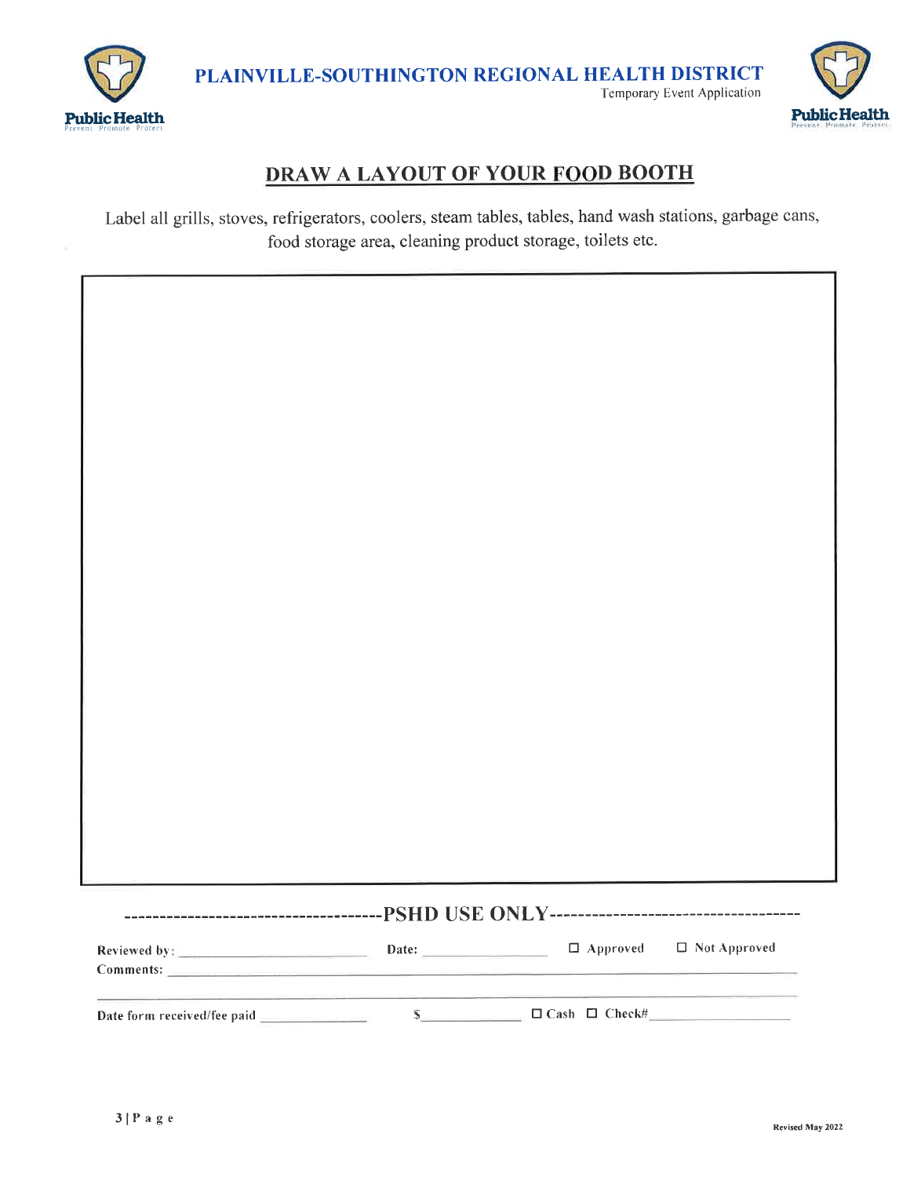# PLAINVILLE-SOUTHINGTON REGIONAL HEALTH DISTRICT

Temporary Event Application

## DRAW A LAYOUT OF YOUR FOOD BOOTH

Label all grills, stoves, refrigerators, coolers, steam tables, tables, hand wash stations, garbage cans, food storage area, cleaning product storage, toilets etc.

---

### -------------------------------------PSHD USE ONLY-----------------------------------

Reviewed by: ________________________ Date: ________________ ☐ Approved ☐ Not Approved

Comments: ______________________________________________________________________________

_______________________________________________________________________________________

Date form received/fee paid ______________ $______________ ☐ Cash ☐ Check#_________________

Revised May 2022